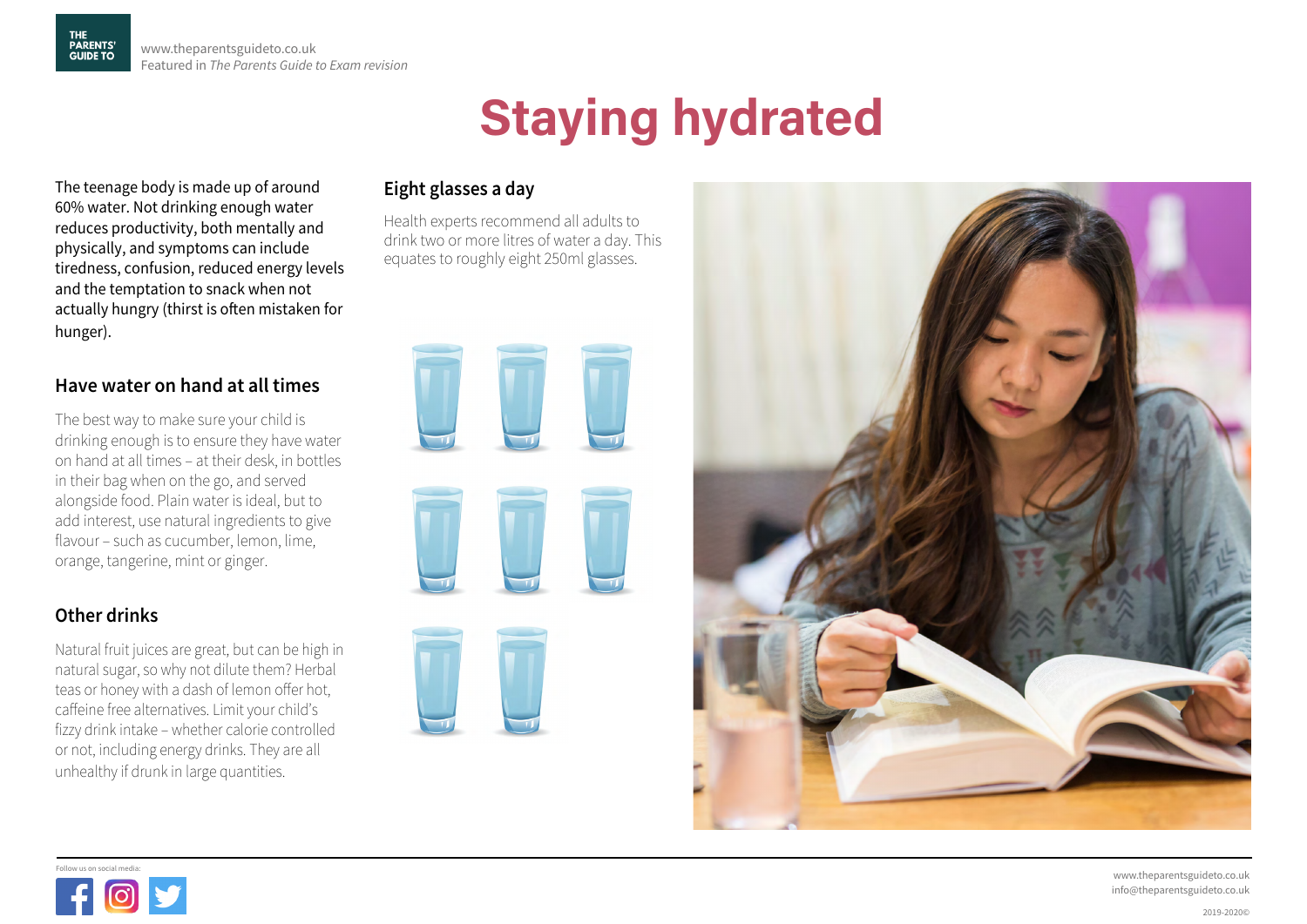# Staying hydrated

The teenage body is made up of around 60% water. Not drinking enough water reduces productivity, both mentally and physically, and symptoms can include tiredness, confusion, reduced energy levels and the temptation to snack when not actually hungry (thirst is often mistaken for hunger).

## Have water on hand at all times

The best way to make sure your child is drinking enough is to ensure they have water on hand at all times – at their desk, in bottles in their bag when on the go, and served alongside food. Plain water is ideal, but to add interest, use natural ingredients to give flavour – such as cucumber, lemon, lime, orange, tangerine, mint or ginger.

## Other drinks

Natural fruit juices are great, but can be high in natural sugar, so why not dilute them? Herbal teas or honey with a dash of lemon offer hot, caffeine free alternatives. Limit your child's fizzy drink intake – whether calorie controlled or not, including energy drinks. They are all unhealthy if drunk in large quantities.

## Eight glasses a day

Health experts recommend all adults to drink two or more litres of water a day. This equates to roughly eight 250ml glasses.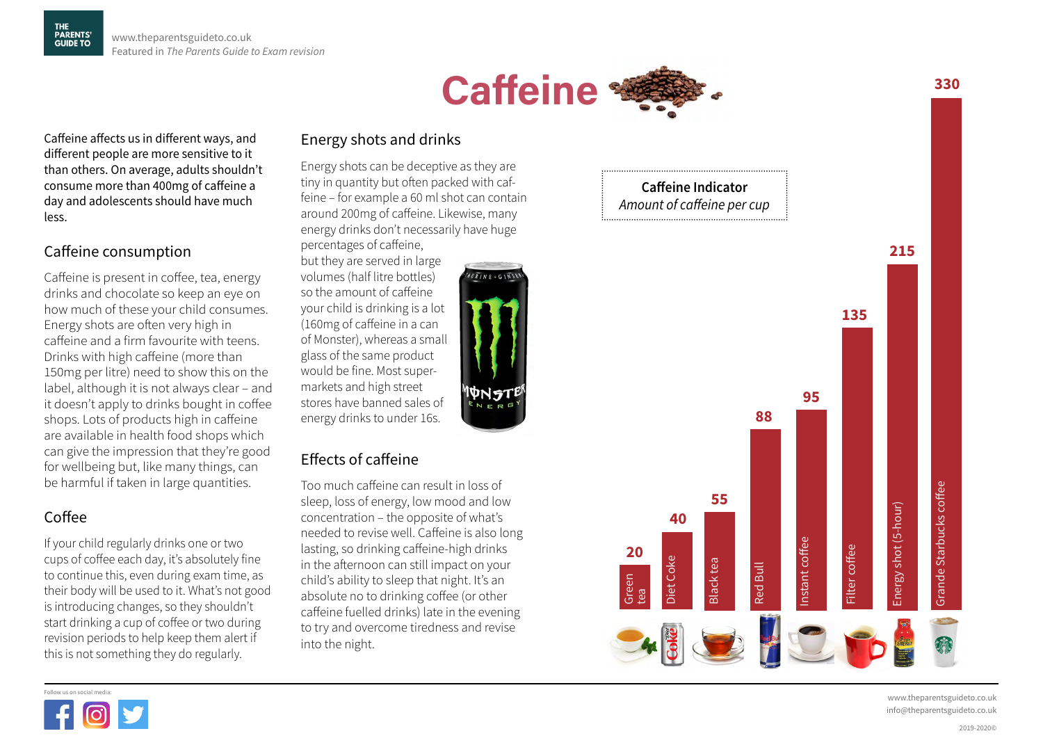# Caffeine

Caffeine affects us in different ways, and different people are more sensitive to it than others. On average, adults shouldn't consume more than 400mg of caffeine a day and adolescents should have much less.

## Caffeine consumption

Caffeine is present in coffee, tea, energy drinks and chocolate so keep an eye on how much of these your child consumes. Energy shots are often very high in caffeine and a firm favourite with teens. Drinks with high caffeine (more than 150mg per litre) need to show this on the label, although it is not always clear – and it doesn't apply to drinks bought in coffee shops. Lots of products high in caffeine are available in health food shops which can give the impression that they're good for wellbeing but, like many things, can be harmful if taken in large quantities.

## Coffee

If your child regularly drinks one or two cups of coffee each day, it's absolutely fine to continue this, even during exam time, as their body will be used to it. What's not good is introducing changes, so they shouldn't start drinking a cup of coffee or two during revision periods to help keep them alert if this is not something they do regularly.

## Energy shots and drinks

Energy shots can be deceptive as they are tiny in quantity but often packed with caffeine – for example a 60 ml shot can contain around 200mg of caffeine. Likewise, many energy drinks don't necessarily have huge percentages of caffeine, but they are served in large volumes (half litre bottles) so the amount of caffeine your child is drinking is a lot (160mg of caffeine in a can of Monster), whereas a small glass of the same product would be fine. Most supermarkets and high street stores have banned sales of energy drinks to under 16s.

## Effects of caffeine

Too much caffeine can result in loss of sleep, loss of energy, low mood and low concentration – the opposite of what's needed to revise well. Caffeine is also long lasting, so drinking caffeine-high drinks in the afternoon can still impact on your child's ability to sleep that night. It's an absolute no to drinking coffee (or other caffeine fuelled drinks) late in the evening to try and overcome tiredness and revise into the night.

**Caffeine Indicator**
*Amount of caffeine per cup*

| Drink | Caffeine |
|---|---|
| Green tea | 20 |
| Diet Coke | 40 |
| Black tea | 55 |
| Red Bull | 88 |
| Instant coffee | 95 |
| Filter coffee | 135 |
| Energy shot (5-hour) | 215 |
| Grande Starbucks coffee | 330 |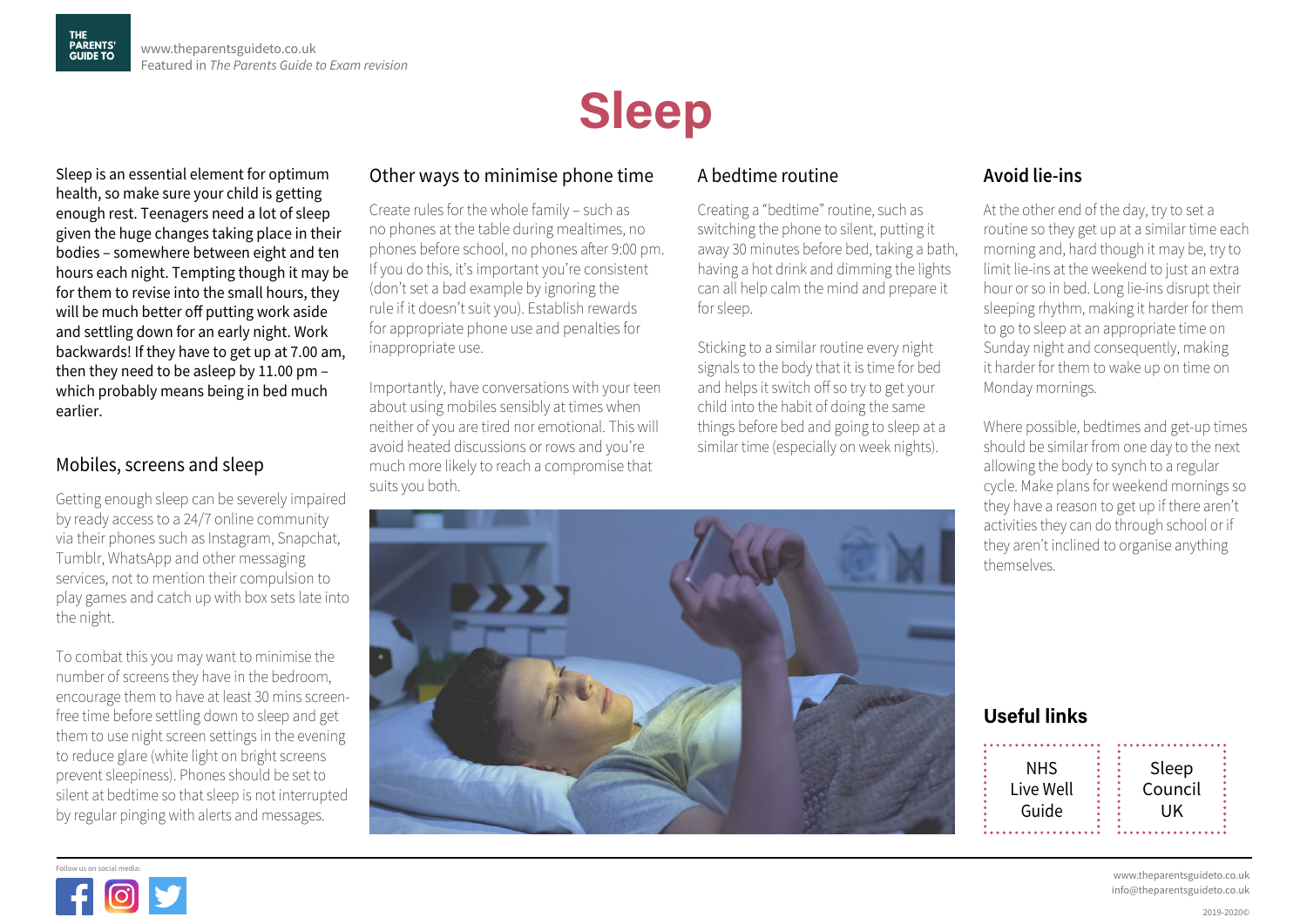# Sleep

Sleep is an essential element for optimum health, so make sure your child is getting enough rest. Teenagers need a lot of sleep given the huge changes taking place in their bodies – somewhere between eight and ten hours each night. Tempting though it may be for them to revise into the small hours, they will be much better off putting work aside and settling down for an early night. Work backwards! If they have to get up at 7.00 am, then they need to be asleep by 11.00 pm – which probably means being in bed much earlier.

## Mobiles, screens and sleep

Getting enough sleep can be severely impaired by ready access to a 24/7 online community via their phones such as Instagram, Snapchat, Tumblr, WhatsApp and other messaging services, not to mention their compulsion to play games and catch up with box sets late into the night.

To combat this you may want to minimise the number of screens they have in the bedroom, encourage them to have at least 30 mins screen-free time before settling down to sleep and get them to use night screen settings in the evening to reduce glare (white light on bright screens prevent sleepiness). Phones should be set to silent at bedtime so that sleep is not interrupted by regular pinging with alerts and messages.

## Other ways to minimise phone time

Create rules for the whole family – such as no phones at the table during mealtimes, no phones before school, no phones after 9:00 pm. If you do this, it's important you're consistent (don't set a bad example by ignoring the rule if it doesn't suit you). Establish rewards for appropriate phone use and penalties for inappropriate use.

Importantly, have conversations with your teen about using mobiles sensibly at times when neither of you are tired nor emotional. This will avoid heated discussions or rows and you're much more likely to reach a compromise that suits you both.

## A bedtime routine

Creating a "bedtime" routine, such as switching the phone to silent, putting it away 30 minutes before bed, taking a bath, having a hot drink and dimming the lights can all help calm the mind and prepare it for sleep.

Sticking to a similar routine every night signals to the body that it is time for bed and helps it switch off so try to get your child into the habit of doing the same things before bed and going to sleep at a similar time (especially on week nights).

## Avoid lie-ins

At the other end of the day, try to set a routine so they get up at a similar time each morning and, hard though it may be, try to limit lie-ins at the weekend to just an extra hour or so in bed. Long lie-ins disrupt their sleeping rhythm, making it harder for them to go to sleep at an appropriate time on Sunday night and consequently, making it harder for them to wake up on time on Monday mornings.

Where possible, bedtimes and get-up times should be similar from one day to the next allowing the body to synch to a regular cycle. Make plans for weekend mornings so they have a reason to get up if there aren't activities they can do through school or if they aren't inclined to organise anything themselves.

## Useful links

- NHS Live Well Guide
- Sleep Council UK